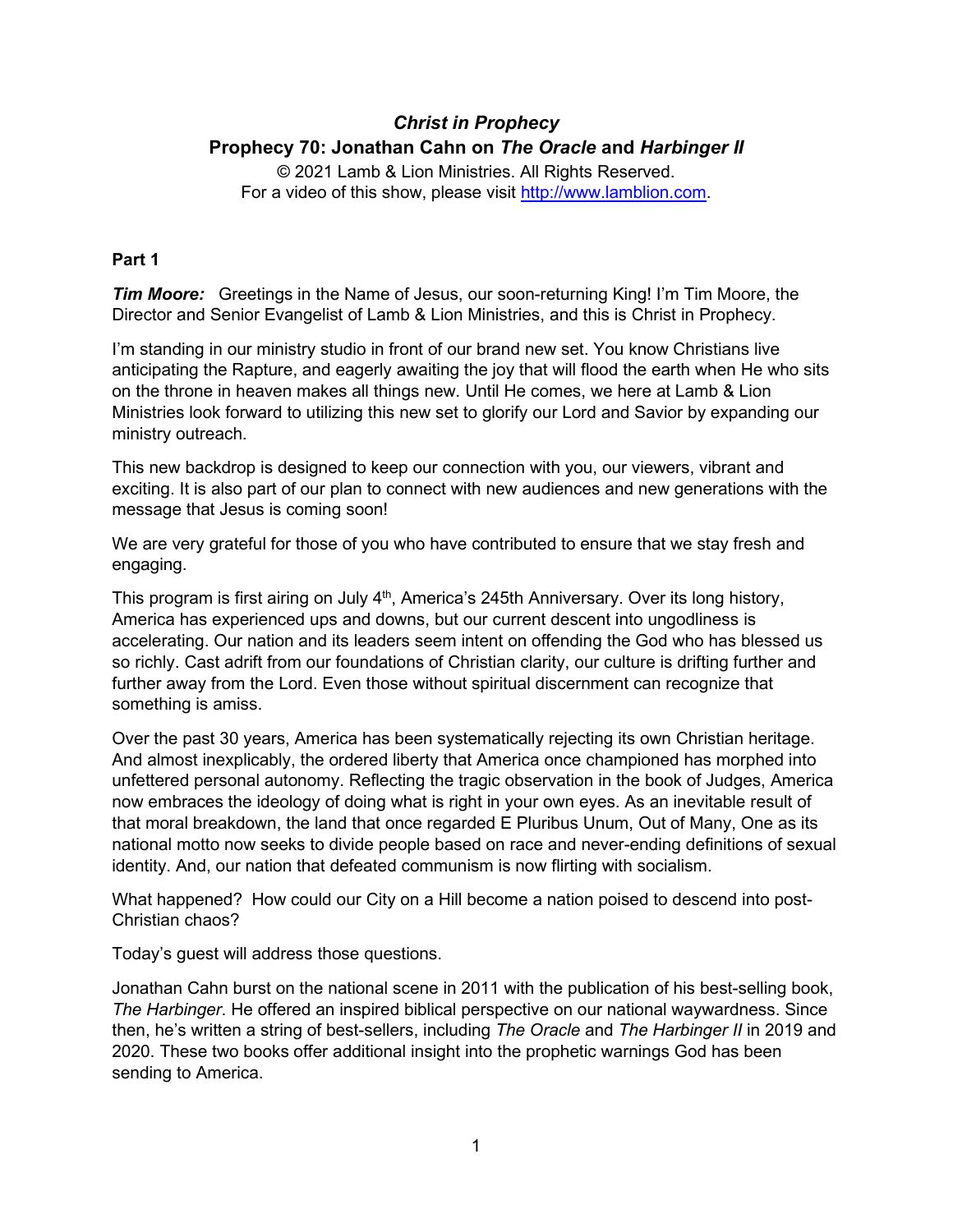# *Christ in Prophecy*

## Prophecy 70: Jonathan Cahn on *The Oracle* and *Harbinger II*

© 2021 Lamb & Lion Ministries. All Rights Reserved.
For a video of this show, please visit http://www.lamblion.com.

### Part 1

***Tim Moore:*** Greetings in the Name of Jesus, our soon-returning King! I'm Tim Moore, the Director and Senior Evangelist of Lamb & Lion Ministries, and this is Christ in Prophecy.

I'm standing in our ministry studio in front of our brand new set. You know Christians live anticipating the Rapture, and eagerly awaiting the joy that will flood the earth when He who sits on the throne in heaven makes all things new. Until He comes, we here at Lamb & Lion Ministries look forward to utilizing this new set to glorify our Lord and Savior by expanding our ministry outreach.

This new backdrop is designed to keep our connection with you, our viewers, vibrant and exciting. It is also part of our plan to connect with new audiences and new generations with the message that Jesus is coming soon!

We are very grateful for those of you who have contributed to ensure that we stay fresh and engaging.

This program is first airing on July 4th, America's 245th Anniversary. Over its long history, America has experienced ups and downs, but our current descent into ungodliness is accelerating. Our nation and its leaders seem intent on offending the God who has blessed us so richly. Cast adrift from our foundations of Christian clarity, our culture is drifting further and further away from the Lord. Even those without spiritual discernment can recognize that something is amiss.

Over the past 30 years, America has been systematically rejecting its own Christian heritage. And almost inexplicably, the ordered liberty that America once championed has morphed into unfettered personal autonomy. Reflecting the tragic observation in the book of Judges, America now embraces the ideology of doing what is right in your own eyes. As an inevitable result of that moral breakdown, the land that once regarded E Pluribus Unum, Out of Many, One as its national motto now seeks to divide people based on race and never-ending definitions of sexual identity. And, our nation that defeated communism is now flirting with socialism.

What happened? How could our City on a Hill become a nation poised to descend into post-Christian chaos?

Today's guest will address those questions.

Jonathan Cahn burst on the national scene in 2011 with the publication of his best-selling book, *The Harbinger*. He offered an inspired biblical perspective on our national waywardness. Since then, he's written a string of best-sellers, including *The Oracle* and *The Harbinger II* in 2019 and 2020. These two books offer additional insight into the prophetic warnings God has been sending to America.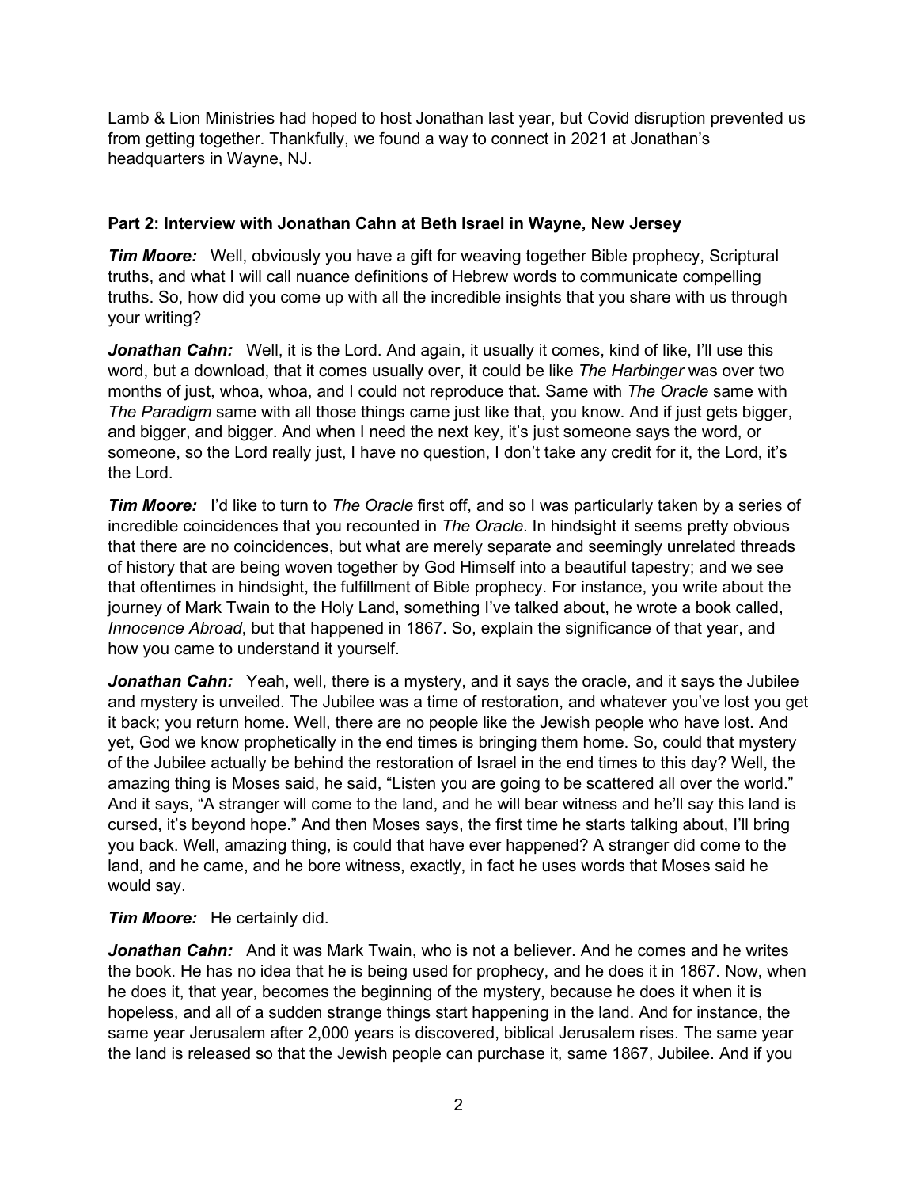Lamb & Lion Ministries had hoped to host Jonathan last year, but Covid disruption prevented us from getting together. Thankfully, we found a way to connect in 2021 at Jonathan's headquarters in Wayne, NJ.

**Part 2: Interview with Jonathan Cahn at Beth Israel in Wayne, New Jersey**

***Tim Moore:*** Well, obviously you have a gift for weaving together Bible prophecy, Scriptural truths, and what I will call nuance definitions of Hebrew words to communicate compelling truths. So, how did you come up with all the incredible insights that you share with us through your writing?

***Jonathan Cahn:*** Well, it is the Lord. And again, it usually it comes, kind of like, I'll use this word, but a download, that it comes usually over, it could be like *The Harbinger* was over two months of just, whoa, whoa, and I could not reproduce that. Same with *The Oracle* same with *The Paradigm* same with all those things came just like that, you know. And if just gets bigger, and bigger, and bigger. And when I need the next key, it's just someone says the word, or someone, so the Lord really just, I have no question, I don't take any credit for it, the Lord, it's the Lord.

***Tim Moore:*** I'd like to turn to *The Oracle* first off, and so I was particularly taken by a series of incredible coincidences that you recounted in *The Oracle*. In hindsight it seems pretty obvious that there are no coincidences, but what are merely separate and seemingly unrelated threads of history that are being woven together by God Himself into a beautiful tapestry; and we see that oftentimes in hindsight, the fulfillment of Bible prophecy. For instance, you write about the journey of Mark Twain to the Holy Land, something I've talked about, he wrote a book called, *Innocence Abroad*, but that happened in 1867. So, explain the significance of that year, and how you came to understand it yourself.

***Jonathan Cahn:*** Yeah, well, there is a mystery, and it says the oracle, and it says the Jubilee and mystery is unveiled. The Jubilee was a time of restoration, and whatever you've lost you get it back; you return home. Well, there are no people like the Jewish people who have lost. And yet, God we know prophetically in the end times is bringing them home. So, could that mystery of the Jubilee actually be behind the restoration of Israel in the end times to this day? Well, the amazing thing is Moses said, he said, "Listen you are going to be scattered all over the world." And it says, "A stranger will come to the land, and he will bear witness and he'll say this land is cursed, it's beyond hope." And then Moses says, the first time he starts talking about, I'll bring you back. Well, amazing thing, is could that have ever happened? A stranger did come to the land, and he came, and he bore witness, exactly, in fact he uses words that Moses said he would say.

***Tim Moore:*** He certainly did.

***Jonathan Cahn:*** And it was Mark Twain, who is not a believer. And he comes and he writes the book. He has no idea that he is being used for prophecy, and he does it in 1867. Now, when he does it, that year, becomes the beginning of the mystery, because he does it when it is hopeless, and all of a sudden strange things start happening in the land. And for instance, the same year Jerusalem after 2,000 years is discovered, biblical Jerusalem rises. The same year the land is released so that the Jewish people can purchase it, same 1867, Jubilee. And if you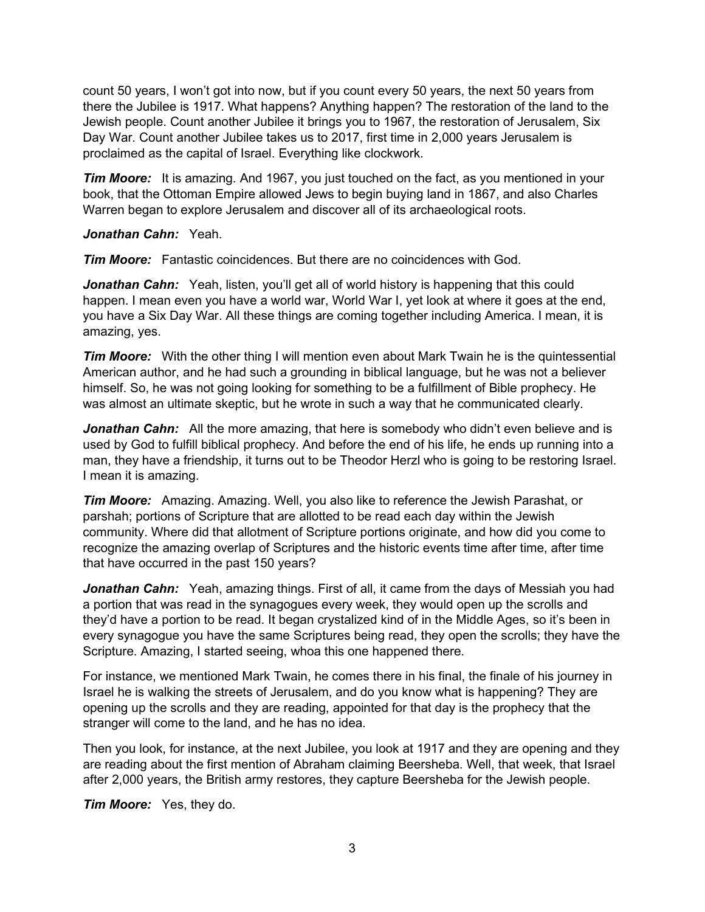count 50 years, I won't got into now, but if you count every 50 years, the next 50 years from there the Jubilee is 1917. What happens? Anything happen? The restoration of the land to the Jewish people. Count another Jubilee it brings you to 1967, the restoration of Jerusalem, Six Day War. Count another Jubilee takes us to 2017, first time in 2,000 years Jerusalem is proclaimed as the capital of Israel. Everything like clockwork.

***Tim Moore:*** It is amazing. And 1967, you just touched on the fact, as you mentioned in your book, that the Ottoman Empire allowed Jews to begin buying land in 1867, and also Charles Warren began to explore Jerusalem and discover all of its archaeological roots.

***Jonathan Cahn:*** Yeah.

***Tim Moore:*** Fantastic coincidences. But there are no coincidences with God.

***Jonathan Cahn:*** Yeah, listen, you'll get all of world history is happening that this could happen. I mean even you have a world war, World War I, yet look at where it goes at the end, you have a Six Day War. All these things are coming together including America. I mean, it is amazing, yes.

***Tim Moore:*** With the other thing I will mention even about Mark Twain he is the quintessential American author, and he had such a grounding in biblical language, but he was not a believer himself. So, he was not going looking for something to be a fulfillment of Bible prophecy. He was almost an ultimate skeptic, but he wrote in such a way that he communicated clearly.

***Jonathan Cahn:*** All the more amazing, that here is somebody who didn't even believe and is used by God to fulfill biblical prophecy. And before the end of his life, he ends up running into a man, they have a friendship, it turns out to be Theodor Herzl who is going to be restoring Israel. I mean it is amazing.

***Tim Moore:*** Amazing. Amazing. Well, you also like to reference the Jewish Parashat, or parshah; portions of Scripture that are allotted to be read each day within the Jewish community. Where did that allotment of Scripture portions originate, and how did you come to recognize the amazing overlap of Scriptures and the historic events time after time, after time that have occurred in the past 150 years?

***Jonathan Cahn:*** Yeah, amazing things. First of all, it came from the days of Messiah you had a portion that was read in the synagogues every week, they would open up the scrolls and they'd have a portion to be read. It began crystalized kind of in the Middle Ages, so it's been in every synagogue you have the same Scriptures being read, they open the scrolls; they have the Scripture. Amazing, I started seeing, whoa this one happened there.

For instance, we mentioned Mark Twain, he comes there in his final, the finale of his journey in Israel he is walking the streets of Jerusalem, and do you know what is happening? They are opening up the scrolls and they are reading, appointed for that day is the prophecy that the stranger will come to the land, and he has no idea.

Then you look, for instance, at the next Jubilee, you look at 1917 and they are opening and they are reading about the first mention of Abraham claiming Beersheba. Well, that week, that Israel after 2,000 years, the British army restores, they capture Beersheba for the Jewish people.

***Tim Moore:*** Yes, they do.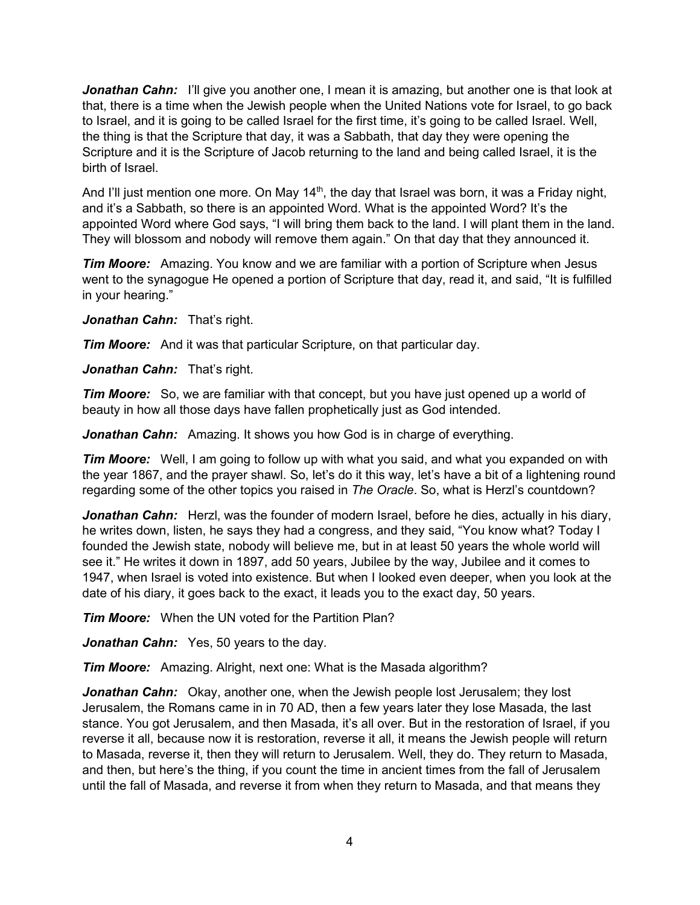***Jonathan Cahn:*** I'll give you another one, I mean it is amazing, but another one is that look at that, there is a time when the Jewish people when the United Nations vote for Israel, to go back to Israel, and it is going to be called Israel for the first time, it's going to be called Israel. Well, the thing is that the Scripture that day, it was a Sabbath, that day they were opening the Scripture and it is the Scripture of Jacob returning to the land and being called Israel, it is the birth of Israel.

And I'll just mention one more. On May 14th, the day that Israel was born, it was a Friday night, and it's a Sabbath, so there is an appointed Word. What is the appointed Word? It's the appointed Word where God says, "I will bring them back to the land. I will plant them in the land. They will blossom and nobody will remove them again." On that day that they announced it.

***Tim Moore:*** Amazing. You know and we are familiar with a portion of Scripture when Jesus went to the synagogue He opened a portion of Scripture that day, read it, and said, "It is fulfilled in your hearing."

***Jonathan Cahn:*** That's right.

***Tim Moore:*** And it was that particular Scripture, on that particular day.

***Jonathan Cahn:*** That's right.

***Tim Moore:*** So, we are familiar with that concept, but you have just opened up a world of beauty in how all those days have fallen prophetically just as God intended.

***Jonathan Cahn:*** Amazing. It shows you how God is in charge of everything.

***Tim Moore:*** Well, I am going to follow up with what you said, and what you expanded on with the year 1867, and the prayer shawl. So, let's do it this way, let's have a bit of a lightening round regarding some of the other topics you raised in *The Oracle*. So, what is Herzl's countdown?

***Jonathan Cahn:*** Herzl, was the founder of modern Israel, before he dies, actually in his diary, he writes down, listen, he says they had a congress, and they said, "You know what? Today I founded the Jewish state, nobody will believe me, but in at least 50 years the whole world will see it." He writes it down in 1897, add 50 years, Jubilee by the way, Jubilee and it comes to 1947, when Israel is voted into existence. But when I looked even deeper, when you look at the date of his diary, it goes back to the exact, it leads you to the exact day, 50 years.

***Tim Moore:*** When the UN voted for the Partition Plan?

***Jonathan Cahn:*** Yes, 50 years to the day.

***Tim Moore:*** Amazing. Alright, next one: What is the Masada algorithm?

***Jonathan Cahn:*** Okay, another one, when the Jewish people lost Jerusalem; they lost Jerusalem, the Romans came in in 70 AD, then a few years later they lose Masada, the last stance. You got Jerusalem, and then Masada, it's all over. But in the restoration of Israel, if you reverse it all, because now it is restoration, reverse it all, it means the Jewish people will return to Masada, reverse it, then they will return to Jerusalem. Well, they do. They return to Masada, and then, but here's the thing, if you count the time in ancient times from the fall of Jerusalem until the fall of Masada, and reverse it from when they return to Masada, and that means they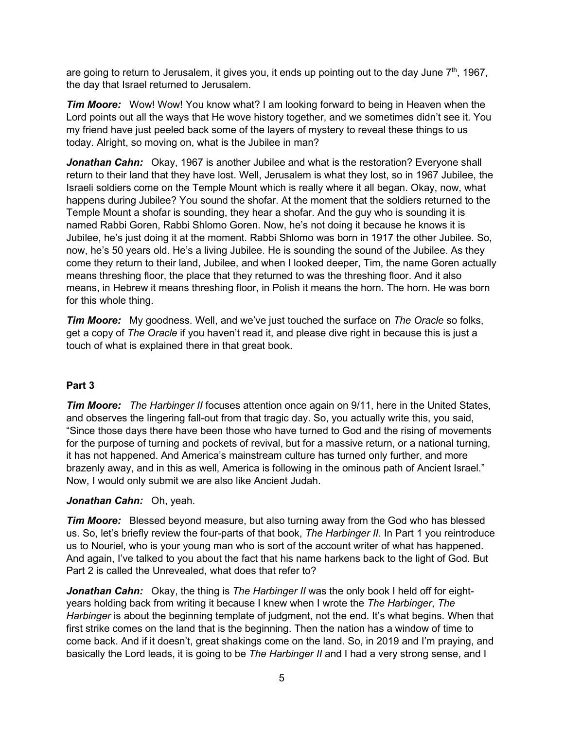are going to return to Jerusalem, it gives you, it ends up pointing out to the day June 7th, 1967, the day that Israel returned to Jerusalem.

***Tim Moore:*** Wow! Wow! You know what? I am looking forward to being in Heaven when the Lord points out all the ways that He wove history together, and we sometimes didn't see it. You my friend have just peeled back some of the layers of mystery to reveal these things to us today. Alright, so moving on, what is the Jubilee in man?

***Jonathan Cahn:*** Okay, 1967 is another Jubilee and what is the restoration? Everyone shall return to their land that they have lost. Well, Jerusalem is what they lost, so in 1967 Jubilee, the Israeli soldiers come on the Temple Mount which is really where it all began. Okay, now, what happens during Jubilee? You sound the shofar. At the moment that the soldiers returned to the Temple Mount a shofar is sounding, they hear a shofar. And the guy who is sounding it is named Rabbi Goren, Rabbi Shlomo Goren. Now, he's not doing it because he knows it is Jubilee, he's just doing it at the moment. Rabbi Shlomo was born in 1917 the other Jubilee. So, now, he's 50 years old. He's a living Jubilee. He is sounding the sound of the Jubilee. As they come they return to their land, Jubilee, and when I looked deeper, Tim, the name Goren actually means threshing floor, the place that they returned to was the threshing floor. And it also means, in Hebrew it means threshing floor, in Polish it means the horn. The horn. He was born for this whole thing.

***Tim Moore:*** My goodness. Well, and we've just touched the surface on *The Oracle* so folks, get a copy of *The Oracle* if you haven't read it, and please dive right in because this is just a touch of what is explained there in that great book.

**Part 3**

***Tim Moore:*** *The Harbinger II* focuses attention once again on 9/11, here in the United States, and observes the lingering fall-out from that tragic day. So, you actually write this, you said, "Since those days there have been those who have turned to God and the rising of movements for the purpose of turning and pockets of revival, but for a massive return, or a national turning, it has not happened. And America's mainstream culture has turned only further, and more brazenly away, and in this as well, America is following in the ominous path of Ancient Israel." Now, I would only submit we are also like Ancient Judah.

***Jonathan Cahn:*** Oh, yeah.

***Tim Moore:*** Blessed beyond measure, but also turning away from the God who has blessed us. So, let's briefly review the four-parts of that book, *The Harbinger II*. In Part 1 you reintroduce us to Nouriel, who is your young man who is sort of the account writer of what has happened. And again, I've talked to you about the fact that his name harkens back to the light of God. But Part 2 is called the Unrevealed, what does that refer to?

***Jonathan Cahn:*** Okay, the thing is *The Harbinger II* was the only book I held off for eight-years holding back from writing it because I knew when I wrote the *The Harbinger*, *The Harbinger* is about the beginning template of judgment, not the end. It's what begins. When that first strike comes on the land that is the beginning. Then the nation has a window of time to come back. And if it doesn't, great shakings come on the land. So, in 2019 and I'm praying, and basically the Lord leads, it is going to be *The Harbinger II* and I had a very strong sense, and I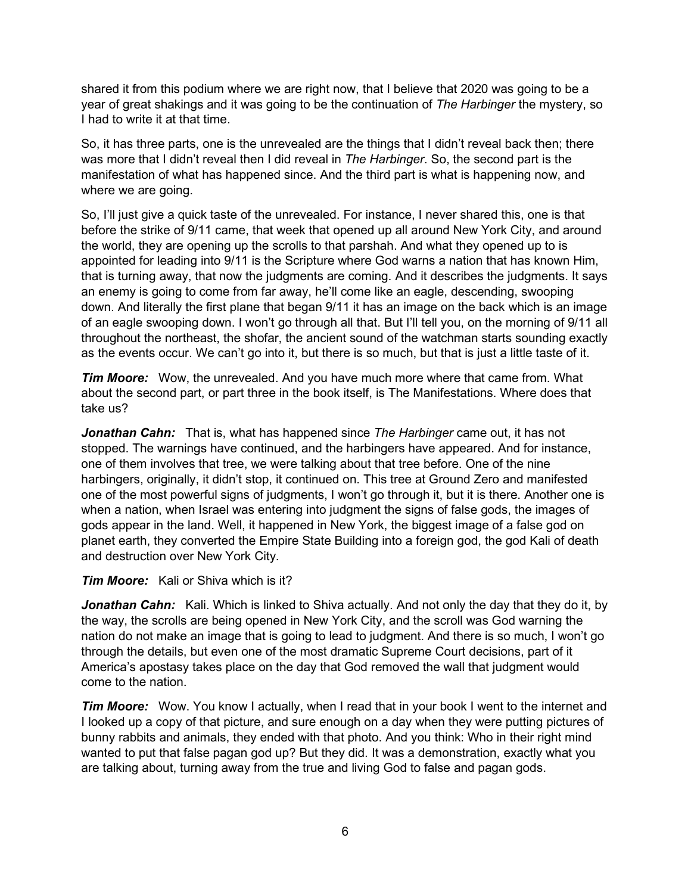shared it from this podium where we are right now, that I believe that 2020 was going to be a year of great shakings and it was going to be the continuation of *The Harbinger* the mystery, so I had to write it at that time.

So, it has three parts, one is the unrevealed are the things that I didn't reveal back then; there was more that I didn't reveal then I did reveal in *The Harbinger*. So, the second part is the manifestation of what has happened since. And the third part is what is happening now, and where we are going.

So, I'll just give a quick taste of the unrevealed. For instance, I never shared this, one is that before the strike of 9/11 came, that week that opened up all around New York City, and around the world, they are opening up the scrolls to that parshah. And what they opened up to is appointed for leading into 9/11 is the Scripture where God warns a nation that has known Him, that is turning away, that now the judgments are coming. And it describes the judgments. It says an enemy is going to come from far away, he'll come like an eagle, descending, swooping down. And literally the first plane that began 9/11 it has an image on the back which is an image of an eagle swooping down. I won't go through all that. But I'll tell you, on the morning of 9/11 all throughout the northeast, the shofar, the ancient sound of the watchman starts sounding exactly as the events occur. We can't go into it, but there is so much, but that is just a little taste of it.

***Tim Moore:*** Wow, the unrevealed. And you have much more where that came from. What about the second part, or part three in the book itself, is The Manifestations. Where does that take us?

***Jonathan Cahn:*** That is, what has happened since *The Harbinger* came out, it has not stopped. The warnings have continued, and the harbingers have appeared. And for instance, one of them involves that tree, we were talking about that tree before. One of the nine harbingers, originally, it didn't stop, it continued on. This tree at Ground Zero and manifested one of the most powerful signs of judgments, I won't go through it, but it is there. Another one is when a nation, when Israel was entering into judgment the signs of false gods, the images of gods appear in the land. Well, it happened in New York, the biggest image of a false god on planet earth, they converted the Empire State Building into a foreign god, the god Kali of death and destruction over New York City.

***Tim Moore:*** Kali or Shiva which is it?

***Jonathan Cahn:*** Kali. Which is linked to Shiva actually. And not only the day that they do it, by the way, the scrolls are being opened in New York City, and the scroll was God warning the nation do not make an image that is going to lead to judgment. And there is so much, I won't go through the details, but even one of the most dramatic Supreme Court decisions, part of it America's apostasy takes place on the day that God removed the wall that judgment would come to the nation.

***Tim Moore:*** Wow. You know I actually, when I read that in your book I went to the internet and I looked up a copy of that picture, and sure enough on a day when they were putting pictures of bunny rabbits and animals, they ended with that photo. And you think: Who in their right mind wanted to put that false pagan god up? But they did. It was a demonstration, exactly what you are talking about, turning away from the true and living God to false and pagan gods.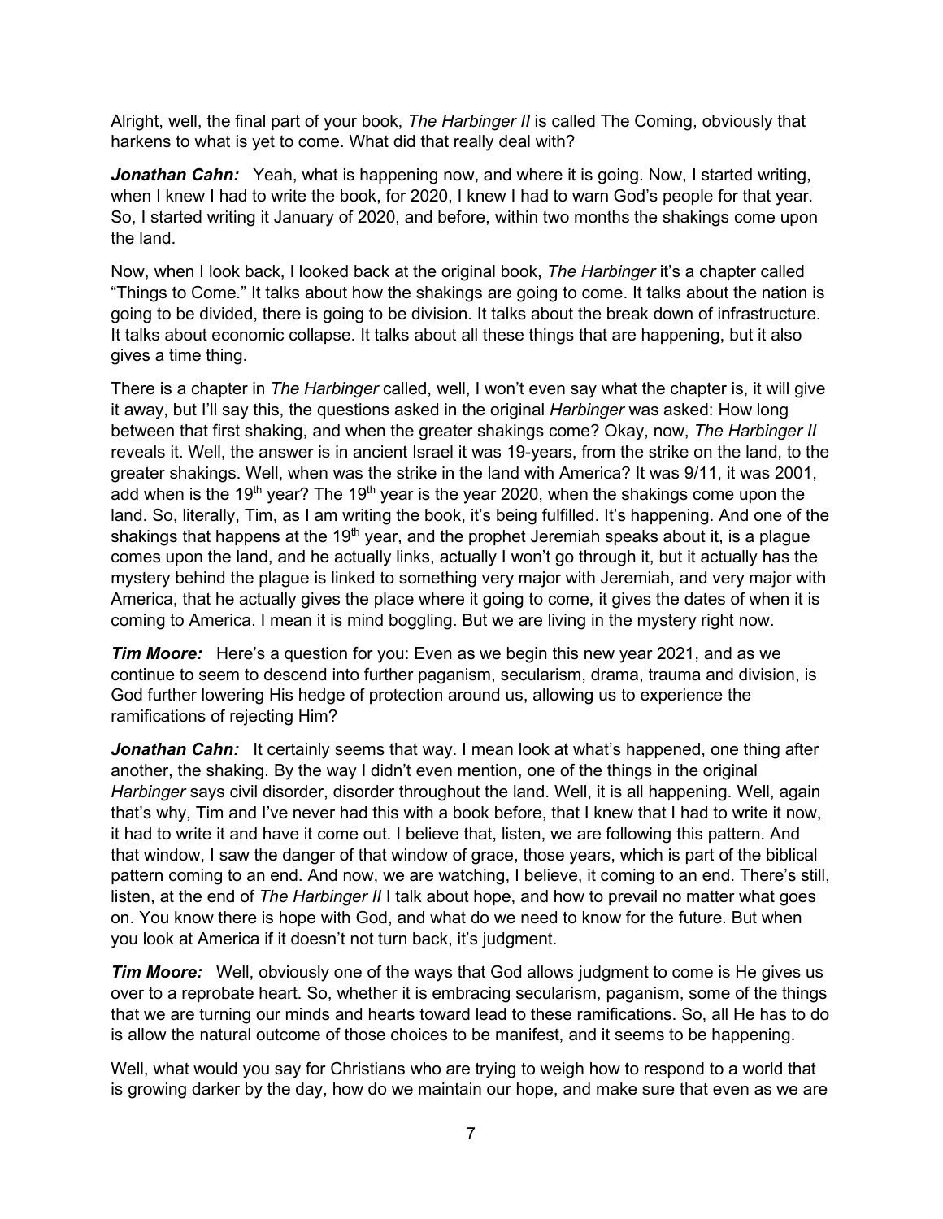Alright, well, the final part of your book, *The Harbinger II* is called The Coming, obviously that harkens to what is yet to come. What did that really deal with?

***Jonathan Cahn:*** Yeah, what is happening now, and where it is going. Now, I started writing, when I knew I had to write the book, for 2020, I knew I had to warn God's people for that year. So, I started writing it January of 2020, and before, within two months the shakings come upon the land.

Now, when I look back, I looked back at the original book, *The Harbinger* it's a chapter called "Things to Come." It talks about how the shakings are going to come. It talks about the nation is going to be divided, there is going to be division. It talks about the break down of infrastructure. It talks about economic collapse. It talks about all these things that are happening, but it also gives a time thing.

There is a chapter in *The Harbinger* called, well, I won't even say what the chapter is, it will give it away, but I'll say this, the questions asked in the original *Harbinger* was asked: How long between that first shaking, and when the greater shakings come? Okay, now, *The Harbinger II* reveals it. Well, the answer is in ancient Israel it was 19-years, from the strike on the land, to the greater shakings. Well, when was the strike in the land with America? It was 9/11, it was 2001, add when is the 19th year? The 19th year is the year 2020, when the shakings come upon the land. So, literally, Tim, as I am writing the book, it's being fulfilled. It's happening. And one of the shakings that happens at the 19th year, and the prophet Jeremiah speaks about it, is a plague comes upon the land, and he actually links, actually I won't go through it, but it actually has the mystery behind the plague is linked to something very major with Jeremiah, and very major with America, that he actually gives the place where it going to come, it gives the dates of when it is coming to America. I mean it is mind boggling. But we are living in the mystery right now.

***Tim Moore:*** Here's a question for you: Even as we begin this new year 2021, and as we continue to seem to descend into further paganism, secularism, drama, trauma and division, is God further lowering His hedge of protection around us, allowing us to experience the ramifications of rejecting Him?

***Jonathan Cahn:*** It certainly seems that way. I mean look at what's happened, one thing after another, the shaking. By the way I didn't even mention, one of the things in the original *Harbinger* says civil disorder, disorder throughout the land. Well, it is all happening. Well, again that's why, Tim and I've never had this with a book before, that I knew that I had to write it now, it had to write it and have it come out. I believe that, listen, we are following this pattern. And that window, I saw the danger of that window of grace, those years, which is part of the biblical pattern coming to an end. And now, we are watching, I believe, it coming to an end. There's still, listen, at the end of *The Harbinger II* I talk about hope, and how to prevail no matter what goes on. You know there is hope with God, and what do we need to know for the future. But when you look at America if it doesn't not turn back, it's judgment.

***Tim Moore:*** Well, obviously one of the ways that God allows judgment to come is He gives us over to a reprobate heart. So, whether it is embracing secularism, paganism, some of the things that we are turning our minds and hearts toward lead to these ramifications. So, all He has to do is allow the natural outcome of those choices to be manifest, and it seems to be happening.

Well, what would you say for Christians who are trying to weigh how to respond to a world that is growing darker by the day, how do we maintain our hope, and make sure that even as we are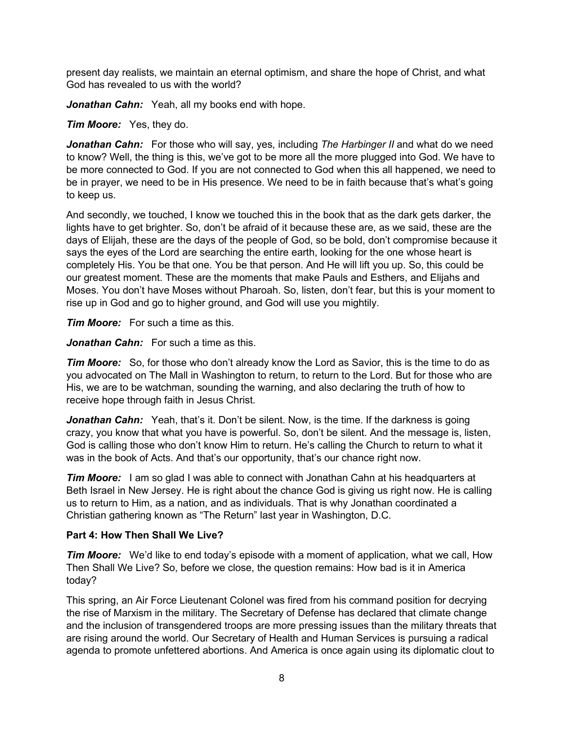present day realists, we maintain an eternal optimism, and share the hope of Christ, and what God has revealed to us with the world?

***Jonathan Cahn:*** Yeah, all my books end with hope.

***Tim Moore:*** Yes, they do.

***Jonathan Cahn:*** For those who will say, yes, including *The Harbinger II* and what do we need to know? Well, the thing is this, we've got to be more all the more plugged into God. We have to be more connected to God. If you are not connected to God when this all happened, we need to be in prayer, we need to be in His presence. We need to be in faith because that's what's going to keep us.

And secondly, we touched, I know we touched this in the book that as the dark gets darker, the lights have to get brighter. So, don't be afraid of it because these are, as we said, these are the days of Elijah, these are the days of the people of God, so be bold, don't compromise because it says the eyes of the Lord are searching the entire earth, looking for the one whose heart is completely His. You be that one. You be that person. And He will lift you up. So, this could be our greatest moment. These are the moments that make Pauls and Esthers, and Elijahs and Moses. You don't have Moses without Pharoah. So, listen, don't fear, but this is your moment to rise up in God and go to higher ground, and God will use you mightily.

***Tim Moore:*** For such a time as this.

***Jonathan Cahn:*** For such a time as this.

***Tim Moore:*** So, for those who don't already know the Lord as Savior, this is the time to do as you advocated on The Mall in Washington to return, to return to the Lord. But for those who are His, we are to be watchman, sounding the warning, and also declaring the truth of how to receive hope through faith in Jesus Christ.

***Jonathan Cahn:*** Yeah, that's it. Don't be silent. Now, is the time. If the darkness is going crazy, you know that what you have is powerful. So, don't be silent. And the message is, listen, God is calling those who don't know Him to return. He's calling the Church to return to what it was in the book of Acts. And that's our opportunity, that's our chance right now.

***Tim Moore:*** I am so glad I was able to connect with Jonathan Cahn at his headquarters at Beth Israel in New Jersey. He is right about the chance God is giving us right now. He is calling us to return to Him, as a nation, and as individuals. That is why Jonathan coordinated a Christian gathering known as "The Return" last year in Washington, D.C.

**Part 4: How Then Shall We Live?**

***Tim Moore:*** We'd like to end today's episode with a moment of application, what we call, How Then Shall We Live? So, before we close, the question remains: How bad is it in America today?

This spring, an Air Force Lieutenant Colonel was fired from his command position for decrying the rise of Marxism in the military. The Secretary of Defense has declared that climate change and the inclusion of transgendered troops are more pressing issues than the military threats that are rising around the world. Our Secretary of Health and Human Services is pursuing a radical agenda to promote unfettered abortions. And America is once again using its diplomatic clout to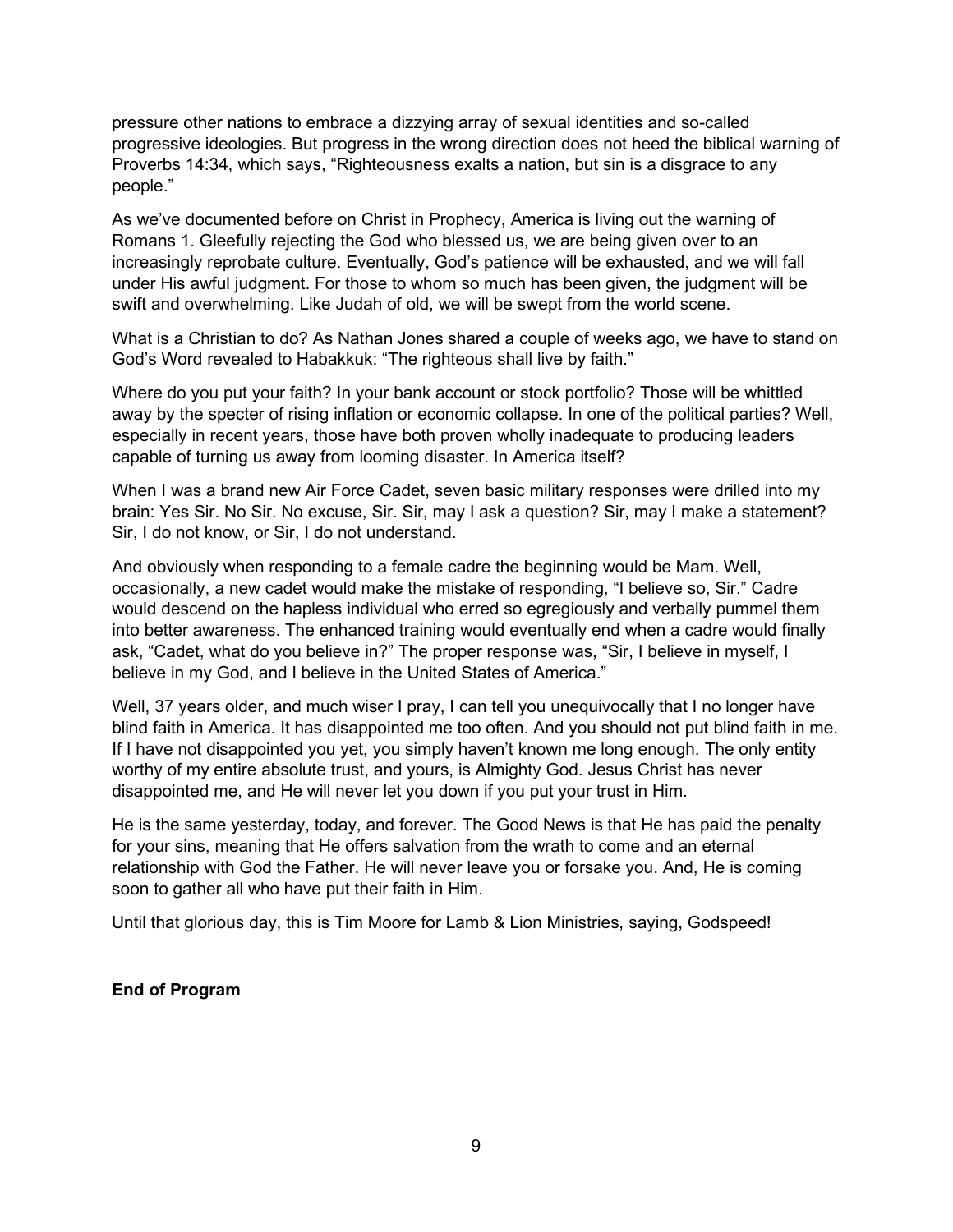pressure other nations to embrace a dizzying array of sexual identities and so-called progressive ideologies. But progress in the wrong direction does not heed the biblical warning of Proverbs 14:34, which says, "Righteousness exalts a nation, but sin is a disgrace to any people."

As we've documented before on Christ in Prophecy, America is living out the warning of Romans 1. Gleefully rejecting the God who blessed us, we are being given over to an increasingly reprobate culture. Eventually, God's patience will be exhausted, and we will fall under His awful judgment. For those to whom so much has been given, the judgment will be swift and overwhelming. Like Judah of old, we will be swept from the world scene.

What is a Christian to do? As Nathan Jones shared a couple of weeks ago, we have to stand on God's Word revealed to Habakkuk: "The righteous shall live by faith."

Where do you put your faith? In your bank account or stock portfolio? Those will be whittled away by the specter of rising inflation or economic collapse. In one of the political parties? Well, especially in recent years, those have both proven wholly inadequate to producing leaders capable of turning us away from looming disaster. In America itself?

When I was a brand new Air Force Cadet, seven basic military responses were drilled into my brain: Yes Sir. No Sir. No excuse, Sir. Sir, may I ask a question? Sir, may I make a statement? Sir, I do not know, or Sir, I do not understand.

And obviously when responding to a female cadre the beginning would be Mam. Well, occasionally, a new cadet would make the mistake of responding, "I believe so, Sir." Cadre would descend on the hapless individual who erred so egregiously and verbally pummel them into better awareness. The enhanced training would eventually end when a cadre would finally ask, "Cadet, what do you believe in?" The proper response was, "Sir, I believe in myself, I believe in my God, and I believe in the United States of America."

Well, 37 years older, and much wiser I pray, I can tell you unequivocally that I no longer have blind faith in America. It has disappointed me too often. And you should not put blind faith in me. If I have not disappointed you yet, you simply haven't known me long enough. The only entity worthy of my entire absolute trust, and yours, is Almighty God. Jesus Christ has never disappointed me, and He will never let you down if you put your trust in Him.

He is the same yesterday, today, and forever. The Good News is that He has paid the penalty for your sins, meaning that He offers salvation from the wrath to come and an eternal relationship with God the Father. He will never leave you or forsake you. And, He is coming soon to gather all who have put their faith in Him.

Until that glorious day, this is Tim Moore for Lamb & Lion Ministries, saying, Godspeed!

**End of Program**